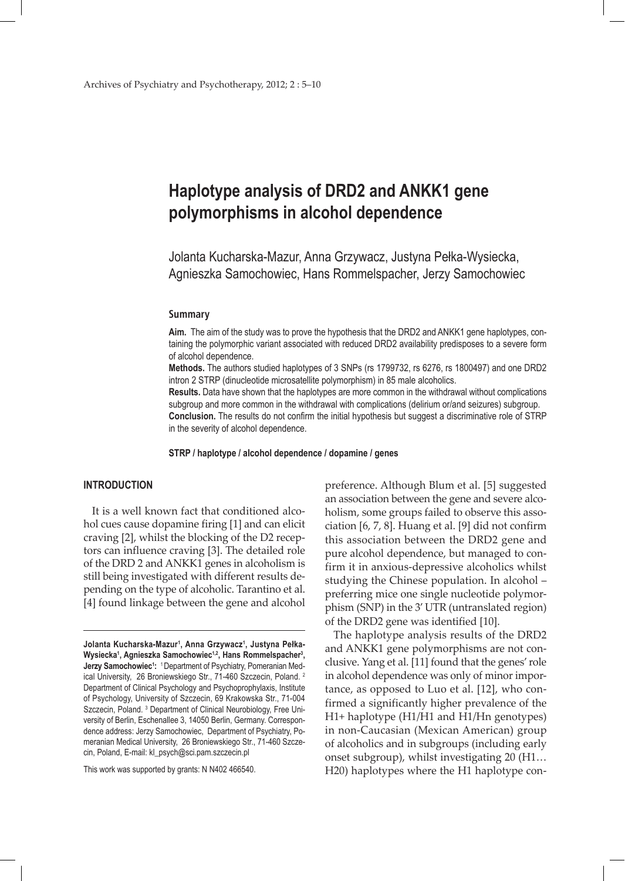# Haplotype analysis of DRD2 and ANKK1 gene polymorphisms in alcohol dependence

Jolanta Kucharska-Mazur, Anna Grzywacz, Justyna Pełka-Wysiecka, Agnieszka Samochowiec, Hans Rommelspacher, Jerzy Samochowiec

### Summary

**Aim.** The aim of the study was to prove the hypothesis that the DRD2 and ANKK1 gene haplotypes, containing the polymorphic variant associated with reduced DRD2 availability predisposes to a severe form of alcohol dependence.

**Methods.** The authors studied haplotypes of 3 SNPs (rs 1799732, rs 6276, rs 1800497) and one DRD2 intron 2 STRP (dinucleotide microsatellite polymorphism) in 85 male alcoholics.

**Results.** Data have shown that the haplotypes are more common in the withdrawal without complications subgroup and more common in the withdrawal with complications (delirium or/and seizures) subgroup.

**Conclusion.** The results do not confirm the initial hypothesis but suggest a discriminative role of STRP in the severity of alcohol dependence.

**STRP / haplotype / alcohol dependence / dopamine / genes**

## INTRODUCTION

It is a well known fact that conditioned alcohol cues cause dopamine firing [1] and can elicit craving [2], whilst the blocking of the D2 receptors can influence craving [3]. The detailed role of the DRD 2 and ANKK1 genes in alcoholism is still being investigated with different results depending on the type of alcoholic. Tarantino et al. [4] found linkage between the gene and alcohol preference. Although Blum et al. [5] suggested an association between the gene and severe alcoholism, some groups failed to observe this association [6, 7, 8]. Huang et al. [9] did not confirm this association between the DRD2 gene and pure alcohol dependence, but managed to confirm it in anxious-depressive alcoholics whilst studying the Chinese population. In alcohol – preferring mice one single nucleotide polymorphism (SNP) in the 3' UTR (untranslated region) of the DRD2 gene was identified [10].

The haplotype analysis results of the DRD2 and ANKK1 gene polymorphisms are not conclusive. Yang et al. [11] found that the genes' role in alcohol dependence was only of minor importance, as opposed to Luo et al. [12], who confirmed a significantly higher prevalence of the H1+ haplotype (H1/H1 and H1/Hn genotypes) in non-Caucasian (Mexican American) group of alcoholics and in subgroups (including early onset subgroup), whilst investigating 20 (H1… H20) haplotypes where the H1 haplotype con-

---

**Jolanta Kucharska-Mazur[1], Anna Grzywacz[1], Justyna Pełka-Wysiecka[1], Agnieszka Samochowiec[1,2], Hans Rommelspacher[3], Jerzy Samochowiec[1]:** [1] Department of Psychiatry, Pomeranian Medical University, 26 Broniewskiego Str., 71-460 Szczecin, Poland. [2] Department of Clinical Psychology and Psychoprophylaxis, Institute of Psychology, University of Szczecin, 69 Krakowska Str., 71-004 Szczecin, Poland. [3] Department of Clinical Neurobiology, Free University of Berlin, Eschenallee 3, 14050 Berlin, Germany. Correspondence address: Jerzy Samochowiec, Department of Psychiatry, Pomeranian Medical University, 26 Broniewskiego Str., 71-460 Szczecin, Poland, E-mail: kl_psych@sci.pam.szczecin.pl

This work was supported by grants: N N402 466540.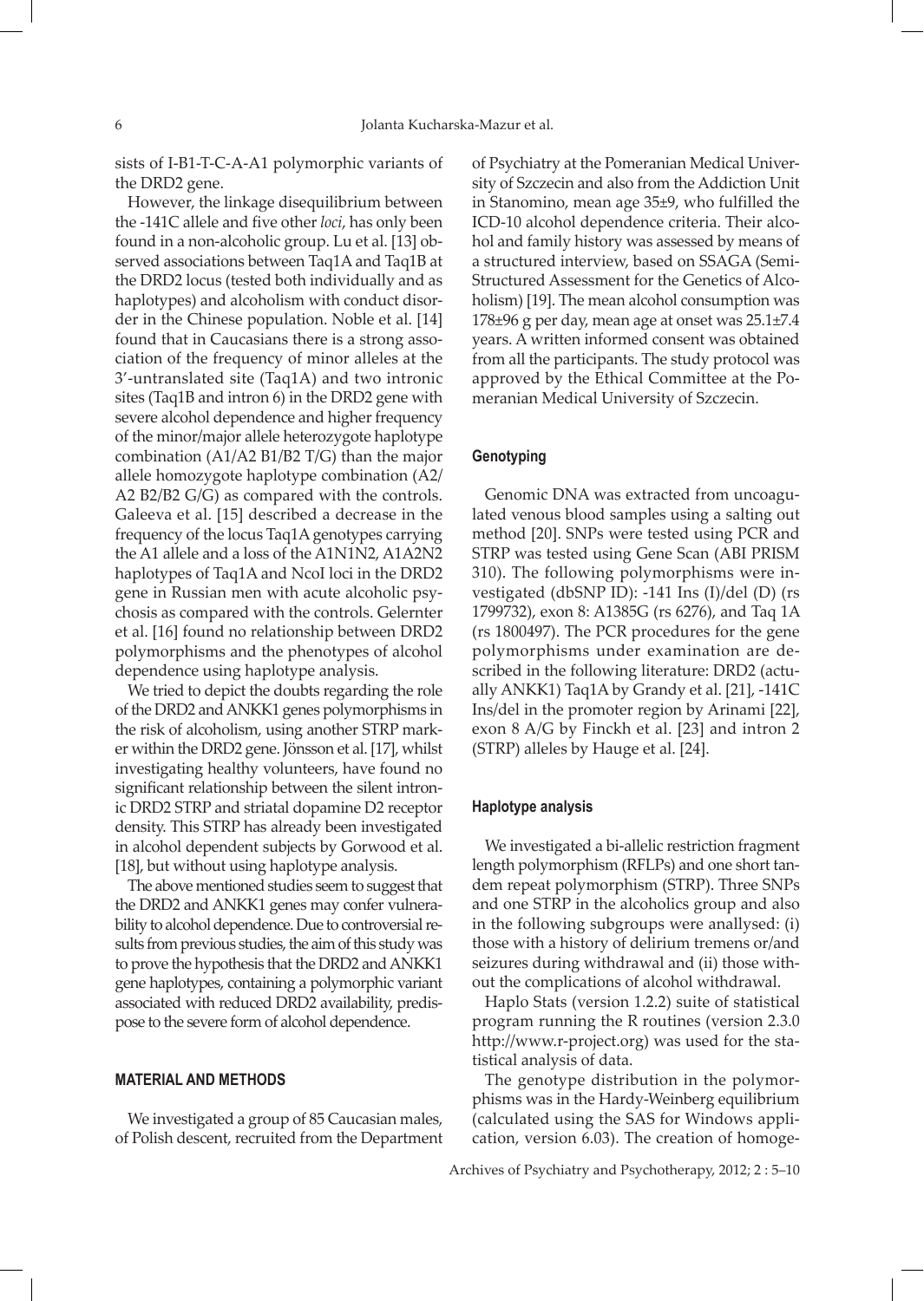sists of I-B1-T-C-A-A1 polymorphic variants of the DRD2 gene.

However, the linkage disequilibrium between the -141C allele and five other *loci*, has only been found in a non-alcoholic group. Lu et al. [13] observed associations between Taq1A and Taq1B at the DRD2 locus (tested both individually and as haplotypes) and alcoholism with conduct disorder in the Chinese population. Noble et al. [14] found that in Caucasians there is a strong association of the frequency of minor alleles at the 3'-untranslated site (Taq1A) and two intronic sites (Taq1B and intron 6) in the DRD2 gene with severe alcohol dependence and higher frequency of the minor/major allele heterozygote haplotype combination (A1/A2 B1/B2 T/G) than the major allele homozygote haplotype combination (A2/A2 B2/B2 G/G) as compared with the controls. Galeeva et al. [15] described a decrease in the frequency of the locus Taq1A genotypes carrying the A1 allele and a loss of the A1N1N2, A1A2N2 haplotypes of Taq1A and NcoI loci in the DRD2 gene in Russian men with acute alcoholic psychosis as compared with the controls. Gelernter et al. [16] found no relationship between DRD2 polymorphisms and the phenotypes of alcohol dependence using haplotype analysis.

We tried to depict the doubts regarding the role of the DRD2 and ANKK1 genes polymorphisms in the risk of alcoholism, using another STRP marker within the DRD2 gene. Jönsson et al. [17], whilst investigating healthy volunteers, have found no significant relationship between the silent intronic DRD2 STRP and striatal dopamine D2 receptor density. This STRP has already been investigated in alcohol dependent subjects by Gorwood et al. [18], but without using haplotype analysis.

The above mentioned studies seem to suggest that the DRD2 and ANKK1 genes may confer vulnerability to alcohol dependence. Due to controversial results from previous studies, the aim of this study was to prove the hypothesis that the DRD2 and ANKK1 gene haplotypes, containing a polymorphic variant associated with reduced DRD2 availability, predispose to the severe form of alcohol dependence.

## MATERIAL AND METHODS

We investigated a group of 85 Caucasian males, of Polish descent, recruited from the Department of Psychiatry at the Pomeranian Medical University of Szczecin and also from the Addiction Unit in Stanomino, mean age 35±9, who fulfilled the ICD-10 alcohol dependence criteria. Their alcohol and family history was assessed by means of a structured interview, based on SSAGA (Semi-Structured Assessment for the Genetics of Alcoholism) [19]. The mean alcohol consumption was 178±96 g per day, mean age at onset was 25.1±7.4 years. A written informed consent was obtained from all the participants. The study protocol was approved by the Ethical Committee at the Pomeranian Medical University of Szczecin.

### Genotyping

Genomic DNA was extracted from uncoagulated venous blood samples using a salting out method [20]. SNPs were tested using PCR and STRP was tested using Gene Scan (ABI PRISM 310). The following polymorphisms were investigated (dbSNP ID): -141 Ins (I)/del (D) (rs 1799732), exon 8: A1385G (rs 6276), and Taq 1A (rs 1800497). The PCR procedures for the gene polymorphisms under examination are described in the following literature: DRD2 (actually ANKK1) Taq1A by Grandy et al. [21], -141C Ins/del in the promoter region by Arinami [22], exon 8 A/G by Finckh et al. [23] and intron 2 (STRP) alleles by Hauge et al. [24].

### Haplotype analysis

We investigated a bi-allelic restriction fragment length polymorphism (RFLPs) and one short tandem repeat polymorphism (STRP). Three SNPs and one STRP in the alcoholics group and also in the following subgroups were anallysed: (i) those with a history of delirium tremens or/and seizures during withdrawal and (ii) those without the complications of alcohol withdrawal.

Haplo Stats (version 1.2.2) suite of statistical program running the R routines (version 2.3.0 http://www.r-project.org) was used for the statistical analysis of data.

The genotype distribution in the polymorphisms was in the Hardy-Weinberg equilibrium (calculated using the SAS for Windows application, version 6.03). The creation of homoge-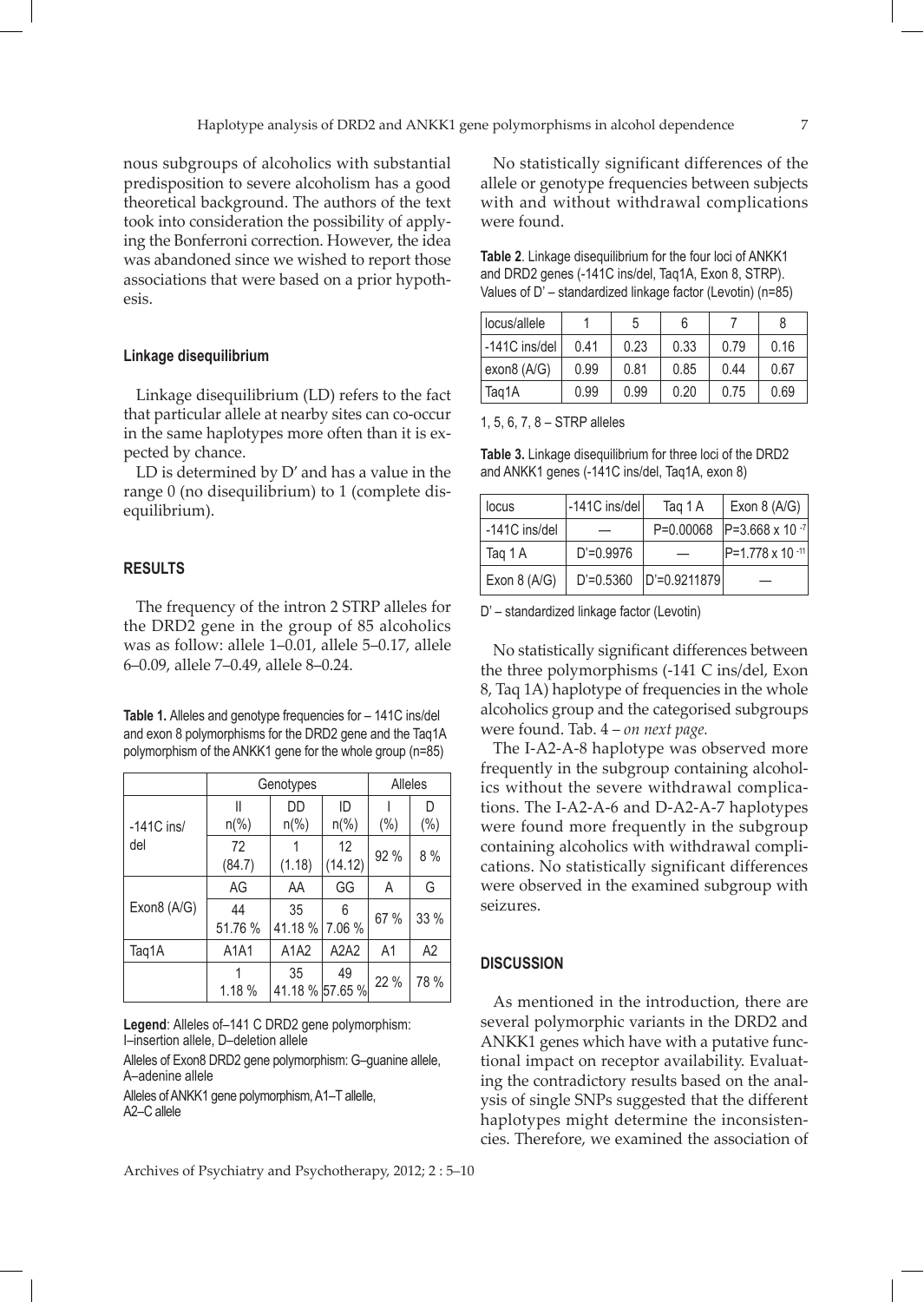nous subgroups of alcoholics with substantial predisposition to severe alcoholism has a good theoretical background. The authors of the text took into consideration the possibility of applying the Bonferroni correction. However, the idea was abandoned since we wished to report those associations that were based on a prior hypothesis.

### Linkage disequilibrium

Linkage disequilibrium (LD) refers to the fact that particular allele at nearby sites can co-occur in the same haplotypes more often than it is expected by chance.

LD is determined by D' and has a value in the range 0 (no disequilibrium) to 1 (complete disequilibrium).

## RESULTS

The frequency of the intron 2 STRP alleles for the DRD2 gene in the group of 85 alcoholics was as follow: allele 1–0.01, allele 5–0.17, allele 6–0.09, allele 7–0.49, allele 8–0.24.

**Table 1.** Alleles and genotype frequencies for – 141C ins/del and exon 8 polymorphisms for the DRD2 gene and the Taq1A polymorphism of the ANKK1 gene for the whole group (n=85)

| | Genotypes | | | Alleles | |
|---|---|---|---|---|---|
| -141C ins/del | II n(%) | DD n(%) | ID n(%) | I (%) | D (%) |
| | 72 (84.7) | 1 (1.18) | 12 (14.12) | 92 % | 8 % |
| Exon8 (A/G) | AG | AA | GG | A | G |
| | 44 51.76 % | 35 41.18 % | 6 7.06 % | 67 % | 33 % |
| Taq1A | A1A1 | A1A2 | A2A2 | A1 | A2 |
| | 1 1.18 % | 35 41.18 % | 49 57.65 % | 22 % | 78 % |

**Legend**: Alleles of–141 C DRD2 gene polymorphism: I–insertion allele, D–deletion allele

Alleles of Exon8 DRD2 gene polymorphism: G–guanine allele, A–adenine allele

Alleles of ANKK1 gene polymorphism, A1–T allelle, A2–C allele

No statistically significant differences of the allele or genotype frequencies between subjects with and without withdrawal complications were found.

**Table 2**. Linkage disequilibrium for the four loci of ANKK1 and DRD2 genes (-141C ins/del, Taq1A, Exon 8, STRP). Values of D' – standardized linkage factor (Levotin) (n=85)

| locus/allele | 1 | 5 | 6 | 7 | 8 |
|---|---|---|---|---|---|
| -141C ins/del | 0.41 | 0.23 | 0.33 | 0.79 | 0.16 |
| exon8 (A/G) | 0.99 | 0.81 | 0.85 | 0.44 | 0.67 |
| Taq1A | 0.99 | 0.99 | 0.20 | 0.75 | 0.69 |

1, 5, 6, 7, 8 – STRP alleles

**Table 3.** Linkage disequilibrium for three loci of the DRD2 and ANKK1 genes (-141C ins/del, Taq1A, exon 8)

| locus | -141C ins/del | Taq 1 A | Exon 8 (A/G) |
|---|---|---|---|
| -141C ins/del | — | P=0.00068 | P=3.668 x $10^{-7}$ |
| Taq 1 A | D'=0.9976 | — | P=1.778 x $10^{-11}$ |
| Exon 8 (A/G) | D'=0.5360 | D'=0.9211879 | — |

D' – standardized linkage factor (Levotin)

No statistically significant differences between the three polymorphisms (-141 C ins/del, Exon 8, Taq 1A) haplotype of frequencies in the whole alcoholics group and the categorised subgroups were found. Tab. 4 – *on next page.*

The I-A2-A-8 haplotype was observed more frequently in the subgroup containing alcoholics without the severe withdrawal complications. The I-A2-A-6 and D-A2-A-7 haplotypes were found more frequently in the subgroup containing alcoholics with withdrawal complications. No statistically significant differences were observed in the examined subgroup with seizures.

## DISCUSSION

As mentioned in the introduction, there are several polymorphic variants in the DRD2 and ANKK1 genes which have with a putative functional impact on receptor availability. Evaluating the contradictory results based on the analysis of single SNPs suggested that the different haplotypes might determine the inconsistencies. Therefore, we examined the association of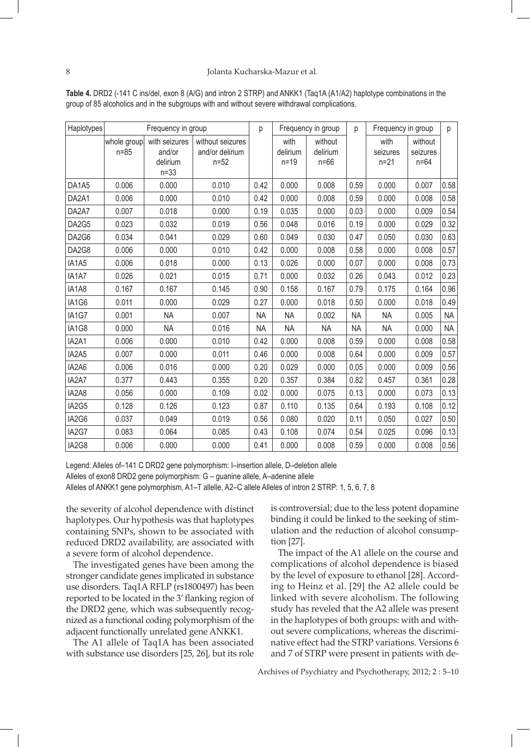**Table 4.** DRD2 (-141 C ins/del, exon 8 (A/G) and intron 2 STRP) and ANKK1 (Taq1A (A1/A2) haplotype combinations in the group of 85 alcoholics and in the subgroups with and without severe withdrawal complications.

| Haplotypes | Frequency in group | | | p | Frequency in group | | p | Frequency in group | | p |
|---|---|---|---|---|---|---|---|---|---|---|
| | whole group n=85 | with seizures and/or delirium n=33 | without seizures and/or delirium n=52 | | with delirium n=19 | without delirium n=66 | | with seizures n=21 | without seizures n=64 | |
| DA1A5 | 0.006 | 0.000 | 0.010 | 0.42 | 0.000 | 0.008 | 0.59 | 0.000 | 0.007 | 0.58 |
| DA2A1 | 0.006 | 0.000 | 0.010 | 0.42 | 0.000 | 0.008 | 0.59 | 0.000 | 0.008 | 0.58 |
| DA2A7 | 0.007 | 0.018 | 0.000 | 0.19 | 0.035 | 0.000 | 0.03 | 0.000 | 0.009 | 0.54 |
| DA2G5 | 0.023 | 0.032 | 0.019 | 0.56 | 0.048 | 0.016 | 0.19 | 0.000 | 0.029 | 0.32 |
| DA2G6 | 0.034 | 0.041 | 0.029 | 0.60 | 0.049 | 0.030 | 0.47 | 0.050 | 0.030 | 0.63 |
| DA2G8 | 0.006 | 0.000 | 0.010 | 0.42 | 0.000 | 0.008 | 0.58 | 0.000 | 0.008 | 0.57 |
| IA1A5 | 0.006 | 0.018 | 0.000 | 0.13 | 0.026 | 0.000 | 0.07 | 0.000 | 0.008 | 0.73 |
| IA1A7 | 0.026 | 0.021 | 0.015 | 0.71 | 0.000 | 0.032 | 0.26 | 0.043 | 0.012 | 0.23 |
| IA1A8 | 0.167 | 0.167 | 0.145 | 0.90 | 0.158 | 0.167 | 0.79 | 0.175 | 0.164 | 0.96 |
| IA1G6 | 0.011 | 0.000 | 0.029 | 0.27 | 0.000 | 0.018 | 0.50 | 0.000 | 0.018 | 0.49 |
| IA1G7 | 0.001 | NA | 0.007 | NA | NA | 0.002 | NA | NA | 0.005 | NA |
| IA1G8 | 0.000 | NA | 0.016 | NA | NA | NA | NA | NA | 0.000 | NA |
| IA2A1 | 0.006 | 0.000 | 0.010 | 0.42 | 0.000 | 0.008 | 0.59 | 0.000 | 0.008 | 0.58 |
| IA2A5 | 0.007 | 0.000 | 0.011 | 0.46 | 0.000 | 0.008 | 0.64 | 0.000 | 0.009 | 0.57 |
| IA2A6 | 0.006 | 0.016 | 0.000 | 0.20 | 0.029 | 0.000 | 0.05 | 0.000 | 0.009 | 0.56 |
| IA2A7 | 0.377 | 0.443 | 0.355 | 0.20 | 0.357 | 0.384 | 0.82 | 0.457 | 0.361 | 0.28 |
| IA2A8 | 0.056 | 0.000 | 0.109 | 0.02 | 0.000 | 0.075 | 0.13 | 0.000 | 0.073 | 0.13 |
| IA2G5 | 0.128 | 0.126 | 0.123 | 0.87 | 0.110 | 0.135 | 0.64 | 0.193 | 0.108 | 0.12 |
| IA2G6 | 0.037 | 0.049 | 0.019 | 0.56 | 0.080 | 0.020 | 0.11 | 0.050 | 0.027 | 0.50 |
| IA2G7 | 0.083 | 0.064 | 0.085 | 0.43 | 0.108 | 0.074 | 0.54 | 0.025 | 0.096 | 0.13 |
| IA2G8 | 0.006 | 0.000 | 0.000 | 0.41 | 0.000 | 0.008 | 0.59 | 0.000 | 0.008 | 0.56 |

Legend: Alleles of–141 C DRD2 gene polymorphism: I–insertion allele, D–deletion allele
Alleles of exon8 DRD2 gene polymorphism: G – guanine allele, A–adenine allele
Alleles of ANKK1 gene polymorphism, A1–T allelle, A2–C allele Alleles of intron 2 STRP: 1, 5, 6, 7, 8

the severity of alcohol dependence with distinct haplotypes. Our hypothesis was that haplotypes containing SNPs, shown to be associated with reduced DRD2 availability, are associated with a severe form of alcohol dependence.

The investigated genes have been among the stronger candidate genes implicated in substance use disorders. Taq1A RFLP (rs1800497) has been reported to be located in the 3′ flanking region of the DRD2 gene, which was subsequently recognized as a functional coding polymorphism of the adjacent functionally unrelated gene ANKK1.

The A1 allele of Taq1A has been associated with substance use disorders [25, 26], but its role is controversial; due to the less potent dopamine binding it could be linked to the seeking of stimulation and the reduction of alcohol consumption [27].

The impact of the A1 allele on the course and complications of alcohol dependence is biased by the level of exposure to ethanol [28]. According to Heinz et al. [29] the A2 allele could be linked with severe alcoholism. The following study has reveled that the A2 allele was present in the haplotypes of both groups: with and without severe complications, whereas the discriminative effect had the STRP variations. Versions 6 and 7 of STRP were present in patients with de-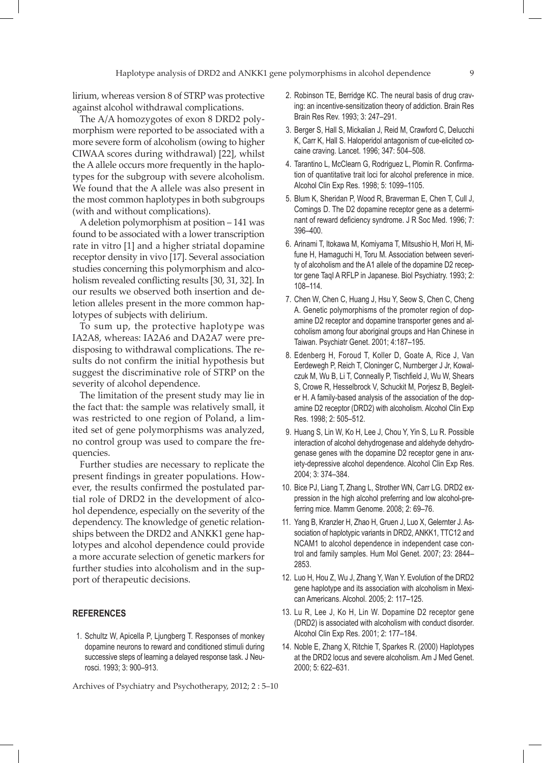lirium, whereas version 8 of STRP was protective against alcohol withdrawal complications.

The A/A homozygotes of exon 8 DRD2 polymorphism were reported to be associated with a more severe form of alcoholism (owing to higher CIWAA scores during withdrawal) [22], whilst the A allele occurs more frequently in the haplotypes for the subgroup with severe alcoholism. We found that the A allele was also present in the most common haplotypes in both subgroups (with and without complications).

A deletion polymorphism at position – 141 was found to be associated with a lower transcription rate in vitro [1] and a higher striatal dopamine receptor density in vivo [17]. Several association studies concerning this polymorphism and alcoholism revealed conflicting results [30, 31, 32]. In our results we observed both insertion and deletion alleles present in the more common haplotypes of subjects with delirium.

To sum up, the protective haplotype was IA2A8, whereas: IA2A6 and DA2A7 were predisposing to withdrawal complications. The results do not confirm the initial hypothesis but suggest the discriminative role of STRP on the severity of alcohol dependence.

The limitation of the present study may lie in the fact that: the sample was relatively small, it was restricted to one region of Poland, a limited set of gene polymorphisms was analyzed, no control group was used to compare the frequencies.

Further studies are necessary to replicate the present findings in greater populations. However, the results confirmed the postulated partial role of DRD2 in the development of alcohol dependence, especially on the severity of the dependency. The knowledge of genetic relationships between the DRD2 and ANKK1 gene haplotypes and alcohol dependence could provide a more accurate selection of genetic markers for further studies into alcoholism and in the support of therapeutic decisions.

## REFERENCES

1. Schultz W, Apicella P, Ljungberg T. Responses of monkey dopamine neurons to reward and conditioned stimuli during successive steps of learning a delayed response task. J Neurosci. 1993; 3: 900–913.
2. Robinson TE, Berridge KC. The neural basis of drug craving: an incentive-sensitization theory of addiction. Brain Res Brain Res Rev. 1993; 3: 247–291.
3. Berger S, Hall S, Mickalian J, Reid M, Crawford C, Delucchi K, Carr K, Hall S. Haloperidol antagonism of cue-elicited cocaine craving. Lancet. 1996; 347: 504–508.
4. Tarantino L, McClearn G, Rodriguez L, Plomin R. Confirmation of quantitative trait loci for alcohol preference in mice. Alcohol Clin Exp Res. 1998; 5: 1099–1105.
5. Blum K, Sheridan P, Wood R, Braverman E, Chen T, Cull J, Comings D. The D2 dopamine receptor gene as a determinant of reward deficiency syndrome. J R Soc Med. 1996; 7: 396–400.
6. Arinami T, Itokawa M, Komiyama T, Mitsushio H, Mori H, Mifune H, Hamaguchi H, Toru M. Association between severity of alcoholism and the A1 allele of the dopamine D2 receptor gene TaqI A RFLP in Japanese. Biol Psychiatry. 1993; 2: 108–114.
7. Chen W, Chen C, Huang J, Hsu Y, Seow S, Chen C, Cheng A. Genetic polymorphisms of the promoter region of dopamine D2 receptor and dopamine transporter genes and alcoholism among four aboriginal groups and Han Chinese in Taiwan. Psychiatr Genet. 2001; 4:187–195.
8. Edenberg H, Foroud T, Koller D, Goate A, Rice J, Van Eerdewegh P, Reich T, Cloninger C, Nurnberger J Jr, Kowalczuk M, Wu B, Li T, Conneally P, Tischfield J, Wu W, Shears S, Crowe R, Hesselbrock V, Schuckit M, Porjesz B, Begleiter H. A family-based analysis of the association of the dopamine D2 receptor (DRD2) with alcoholism. Alcohol Clin Exp Res. 1998; 2: 505–512.
9. Huang S, Lin W, Ko H, Lee J, Chou Y, Yin S, Lu R. Possible interaction of alcohol dehydrogenase and aldehyde dehydrogenase genes with the dopamine D2 receptor gene in anxiety-depressive alcohol dependence. Alcohol Clin Exp Res. 2004; 3: 374–384.
10. Bice PJ, Liang T, Zhang L, Strother WN, Carr LG. DRD2 expression in the high alcohol preferring and low alcohol-preferring mice. Mamm Genome. 2008; 2: 69–76.
11. Yang B, Kranzler H, Zhao H, Gruen J, Luo X, Gelernter J. Association of haplotypic variants in DRD2, ANKK1, TTC12 and NCAM1 to alcohol dependence in independent case control and family samples. Hum Mol Genet. 2007; 23: 2844–2853.
12. Luo H, Hou Z, Wu J, Zhang Y, Wan Y. Evolution of the DRD2 gene haplotype and its association with alcoholism in Mexican Americans. Alcohol. 2005; 2: 117–125.
13. Lu R, Lee J, Ko H, Lin W. Dopamine D2 receptor gene (DRD2) is associated with alcoholism with conduct disorder. Alcohol Clin Exp Res. 2001; 2: 177–184.
14. Noble E, Zhang X, Ritchie T, Sparkes R. (2000) Haplotypes at the DRD2 locus and severe alcoholism. Am J Med Genet. 2000; 5: 622–631.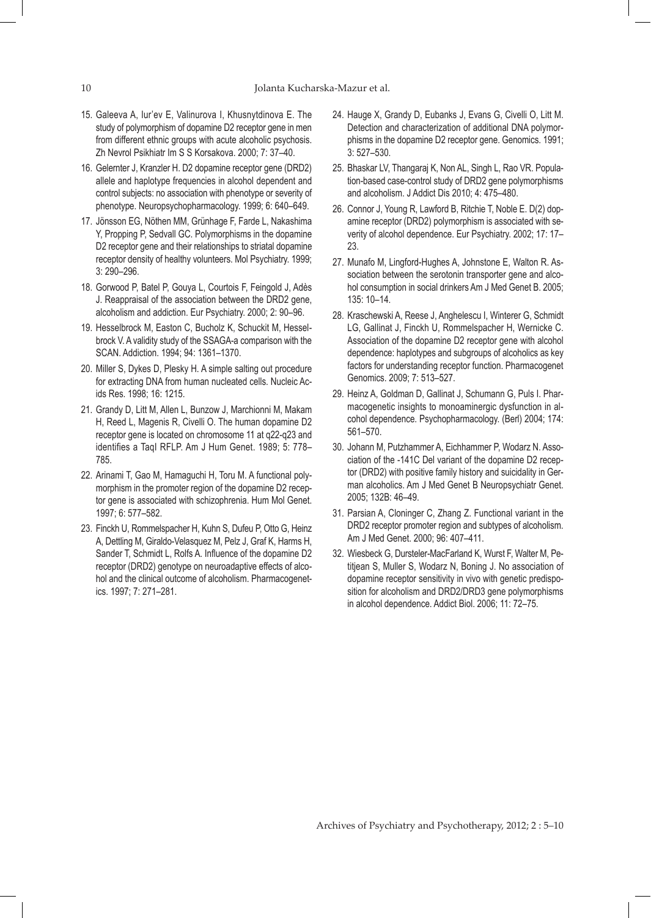15. Galeeva A, Iur'ev E, Valinurova I, Khusnytdinova E. The study of polymorphism of dopamine D2 receptor gene in men from different ethnic groups with acute alcoholic psychosis. Zh Nevrol Psikhiatr Im S S Korsakova. 2000; 7: 37–40.
16. Gelernter J, Kranzler H. D2 dopamine receptor gene (DRD2) allele and haplotype frequencies in alcohol dependent and control subjects: no association with phenotype or severity of phenotype. Neuropsychopharmacology. 1999; 6: 640–649.
17. Jönsson EG, Nöthen MM, Grünhage F, Farde L, Nakashima Y, Propping P, Sedvall GC. Polymorphisms in the dopamine D2 receptor gene and their relationships to striatal dopamine receptor density of healthy volunteers. Mol Psychiatry. 1999; 3: 290–296.
18. Gorwood P, Batel P, Gouya L, Courtois F, Feingold J, Adès J. Reappraisal of the association between the DRD2 gene, alcoholism and addiction. Eur Psychiatry. 2000; 2: 90–96.
19. Hesselbrock M, Easton C, Bucholz K, Schuckit M, Hesselbrock V. A validity study of the SSAGA-a comparison with the SCAN. Addiction. 1994; 94: 1361–1370.
20. Miller S, Dykes D, Plesky H. A simple salting out procedure for extracting DNA from human nucleated cells. Nucleic Acids Res. 1998; 16: 1215.
21. Grandy D, Litt M, Allen L, Bunzow J, Marchionni M, Makam H, Reed L, Magenis R, Civelli O. The human dopamine D2 receptor gene is located on chromosome 11 at q22-q23 and identifies a TaqI RFLP. Am J Hum Genet. 1989; 5: 778–785.
22. Arinami T, Gao M, Hamaguchi H, Toru M. A functional polymorphism in the promoter region of the dopamine D2 receptor gene is associated with schizophrenia. Hum Mol Genet. 1997; 6: 577–582.
23. Finckh U, Rommelspacher H, Kuhn S, Dufeu P, Otto G, Heinz A, Dettling M, Giraldo-Velasquez M, Pelz J, Graf K, Harms H, Sander T, Schmidt L, Rolfs A. Influence of the dopamine D2 receptor (DRD2) genotype on neuroadaptive effects of alcohol and the clinical outcome of alcoholism. Pharmacogenetics. 1997; 7: 271–281.
24. Hauge X, Grandy D, Eubanks J, Evans G, Civelli O, Litt M. Detection and characterization of additional DNA polymorphisms in the dopamine D2 receptor gene. Genomics. 1991; 3: 527–530.
25. Bhaskar LV, Thangaraj K, Non AL, Singh L, Rao VR. Population-based case-control study of DRD2 gene polymorphisms and alcoholism. J Addict Dis 2010; 4: 475–480.
26. Connor J, Young R, Lawford B, Ritchie T, Noble E. D(2) dopamine receptor (DRD2) polymorphism is associated with severity of alcohol dependence. Eur Psychiatry. 2002; 17: 17–23.
27. Munafo M, Lingford-Hughes A, Johnstone E, Walton R. Association between the serotonin transporter gene and alcohol consumption in social drinkers Am J Med Genet B. 2005; 135: 10–14.
28. Kraschewski A, Reese J, Anghelescu I, Winterer G, Schmidt LG, Gallinat J, Finckh U, Rommelspacher H, Wernicke C. Association of the dopamine D2 receptor gene with alcohol dependence: haplotypes and subgroups of alcoholics as key factors for understanding receptor function. Pharmacogenet Genomics. 2009; 7: 513–527.
29. Heinz A, Goldman D, Gallinat J, Schumann G, Puls I. Pharmacogenetic insights to monoaminergic dysfunction in alcohol dependence. Psychopharmacology. (Berl) 2004; 174: 561–570.
30. Johann M, Putzhammer A, Eichhammer P, Wodarz N. Association of the -141C Del variant of the dopamine D2 receptor (DRD2) with positive family history and suicidality in German alcoholics. Am J Med Genet B Neuropsychiatr Genet. 2005; 132B: 46–49.
31. Parsian A, Cloninger C, Zhang Z. Functional variant in the DRD2 receptor promoter region and subtypes of alcoholism. Am J Med Genet. 2000; 96: 407–411.
32. Wiesbeck G, Dursteler-MacFarland K, Wurst F, Walter M, Petitjean S, Muller S, Wodarz N, Boning J. No association of dopamine receptor sensitivity in vivo with genetic predisposition for alcoholism and DRD2/DRD3 gene polymorphisms in alcohol dependence. Addict Biol. 2006; 11: 72–75.